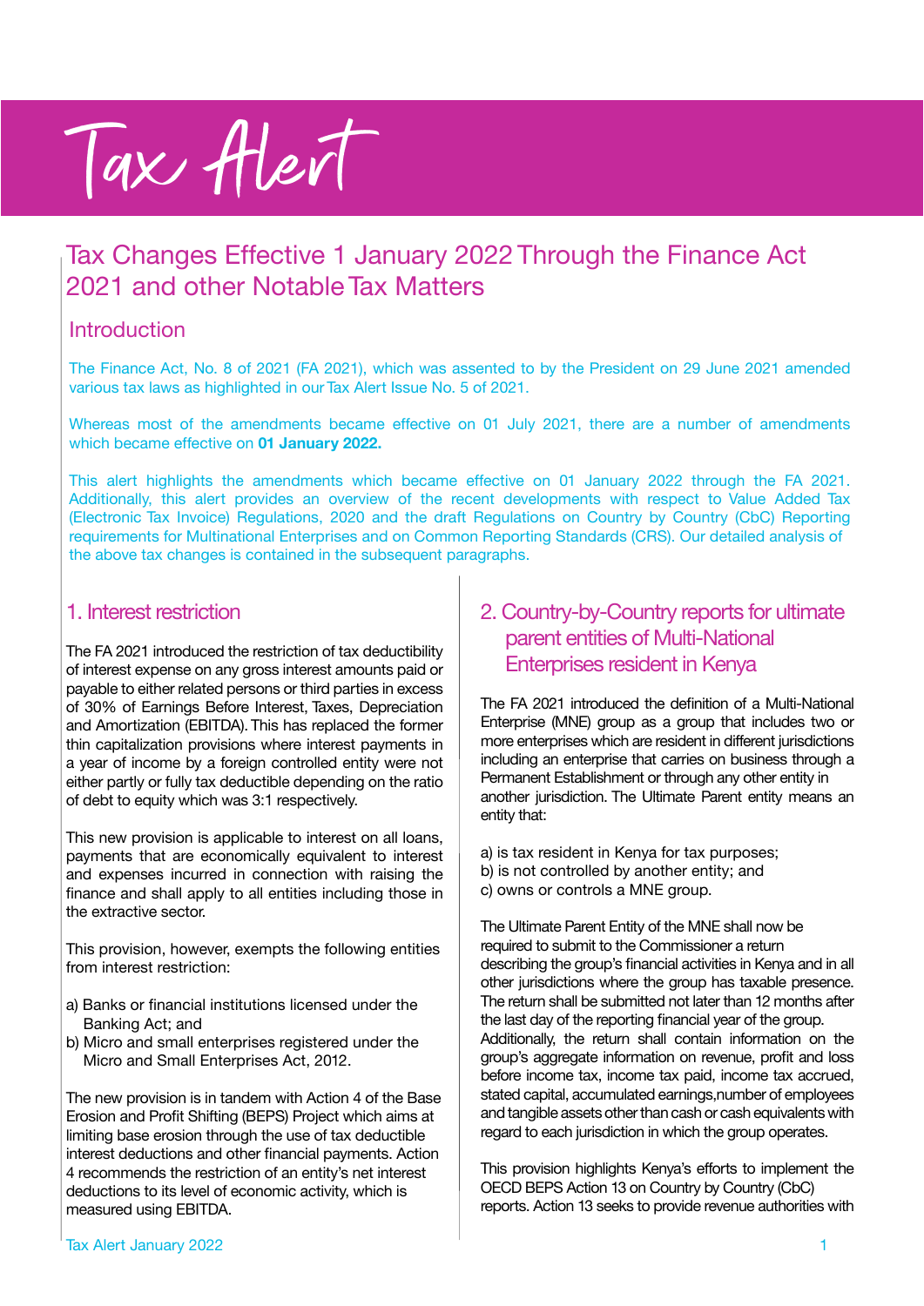# Tax Alert

## Tax Changes Effective 1 January 2022 Through the Finance Act 2021 and other Notable Tax Matters

### Introduction

The Finance Act, No. 8 of 2021 (FA 2021), which was assented to by the President on 29 June 2021 amended various tax laws as highlighted in our Tax Alert Issue No. 5 of 2021.

Whereas most of the amendments became effective on 01 July 2021, there are a number of amendments which became effective on **01 January 2022.**

This alert highlights the amendments which became effective on 01 January 2022 through the FA 2021. Additionally, this alert provides an overview of the recent developments with respect to Value Added Tax (Electronic Tax Invoice) Regulations, 2020 and the draft Regulations on Country by Country (CbC) Reporting requirements for Multinational Enterprises and on Common Reporting Standards (CRS). Our detailed analysis of the above tax changes is contained in the subsequent paragraphs.

### 1. Interest restriction

The FA 2021 introduced the restriction of tax deductibility of interest expense on any gross interest amounts paid or payable to either related persons or third parties in excess of 30% of Earnings Before Interest, Taxes, Depreciation and Amortization (EBITDA). This has replaced the former thin capitalization provisions where interest payments in a year of income by a foreign controlled entity were not either partly or fully tax deductible depending on the ratio of debt to equity which was 3:1 respectively.

This new provision is applicable to interest on all loans, payments that are economically equivalent to interest and expenses incurred in connection with raising the finance and shall apply to all entities including those in the extractive sector.

This provision, however, exempts the following entities from interest restriction:

a) Banks or financial institutions licensed under the Banking Act; and
b) Micro and small enterprises registered under the Micro and Small Enterprises Act, 2012.

The new provision is in tandem with Action 4 of the Base Erosion and Profit Shifting (BEPS) Project which aims at limiting base erosion through the use of tax deductible interest deductions and other financial payments. Action 4 recommends the restriction of an entity's net interest deductions to its level of economic activity, which is measured using EBITDA.

### 2. Country-by-Country reports for ultimate parent entities of Multi-National Enterprises resident in Kenya

The FA 2021 introduced the definition of a Multi-National Enterprise (MNE) group as a group that includes two or more enterprises which are resident in different jurisdictions including an enterprise that carries on business through a Permanent Establishment or through any other entity in another jurisdiction. The Ultimate Parent entity means an entity that:

a) is tax resident in Kenya for tax purposes;
b) is not controlled by another entity; and
c) owns or controls a MNE group.

The Ultimate Parent Entity of the MNE shall now be required to submit to the Commissioner a return describing the group's financial activities in Kenya and in all other jurisdictions where the group has taxable presence. The return shall be submitted not later than 12 months after the last day of the reporting financial year of the group. Additionally, the return shall contain information on the group's aggregate information on revenue, profit and loss before income tax, income tax paid, income tax accrued, stated capital, accumulated earnings,number of employees and tangible assets other than cash or cash equivalents with regard to each jurisdiction in which the group operates.

This provision highlights Kenya's efforts to implement the OECD BEPS Action 13 on Country by Country (CbC) reports. Action 13 seeks to provide revenue authorities with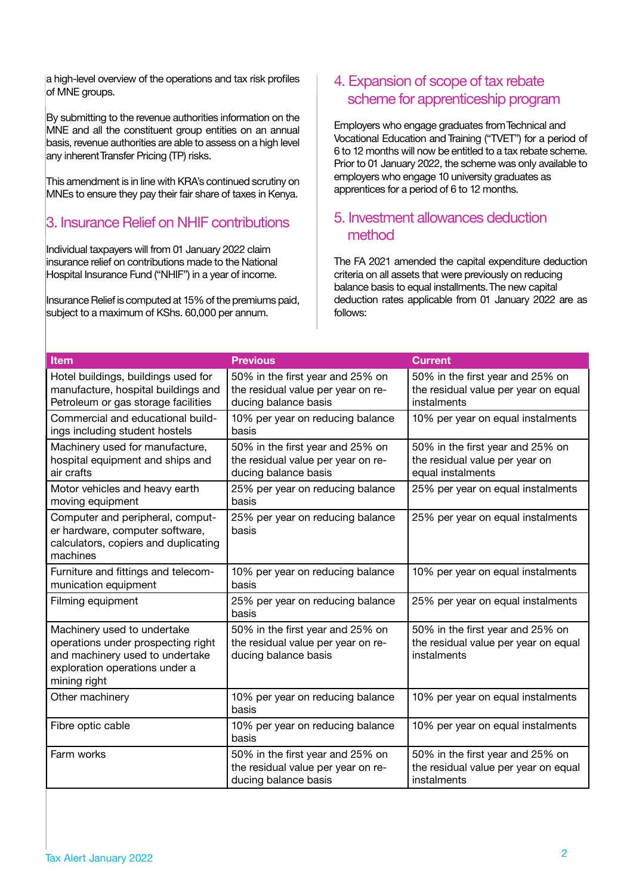a high-level overview of the operations and tax risk profiles of MNE groups.

By submitting to the revenue authorities information on the MNE and all the constituent group entities on an annual basis, revenue authorities are able to assess on a high level any inherent Transfer Pricing (TP) risks.

This amendment is in line with KRA's continued scrutiny on MNEs to ensure they pay their fair share of taxes in Kenya.

## 3. Insurance Relief on NHIF contributions

Individual taxpayers will from 01 January 2022 claim insurance relief on contributions made to the National Hospital Insurance Fund ("NHIF") in a year of income.

Insurance Relief is computed at 15% of the premiums paid, subject to a maximum of KShs. 60,000 per annum.

## 4. Expansion of scope of tax rebate scheme for apprenticeship program

Employers who engage graduates from Technical and Vocational Education and Training ("TVET") for a period of 6 to 12 months will now be entitled to a tax rebate scheme. Prior to 01 January 2022, the scheme was only available to employers who engage 10 university graduates as apprentices for a period of 6 to 12 months.

## 5. Investment allowances deduction method

The FA 2021 amended the capital expenditure deduction criteria on all assets that were previously on reducing balance basis to equal installments. The new capital deduction rates applicable from 01 January 2022 are as follows:

| Item | Previous | Current |
|---|---|---|
| Hotel buildings, buildings used for manufacture, hospital buildings and Petroleum or gas storage facilities | 50% in the first year and 25% on the residual value per year on reducing balance basis | 50% in the first year and 25% on the residual value per year on equal instalments |
| Commercial and educational buildings including student hostels | 10% per year on reducing balance basis | 10% per year on equal instalments |
| Machinery used for manufacture, hospital equipment and ships and air crafts | 50% in the first year and 25% on the residual value per year on reducing balance basis | 50% in the first year and 25% on the residual value per year on equal instalments |
| Motor vehicles and heavy earth moving equipment | 25% per year on reducing balance basis | 25% per year on equal instalments |
| Computer and peripheral, computer hardware, computer software, calculators, copiers and duplicating machines | 25% per year on reducing balance basis | 25% per year on equal instalments |
| Furniture and fittings and telecommunication equipment | 10% per year on reducing balance basis | 10% per year on equal instalments |
| Filming equipment | 25% per year on reducing balance basis | 25% per year on equal instalments |
| Machinery used to undertake operations under prospecting right and machinery used to undertake exploration operations under a mining right | 50% in the first year and 25% on the residual value per year on reducing balance basis | 50% in the first year and 25% on the residual value per year on equal instalments |
| Other machinery | 10% per year on reducing balance basis | 10% per year on equal instalments |
| Fibre optic cable | 10% per year on reducing balance basis | 10% per year on equal instalments |
| Farm works | 50% in the first year and 25% on the residual value per year on reducing balance basis | 50% in the first year and 25% on the residual value per year on equal instalments |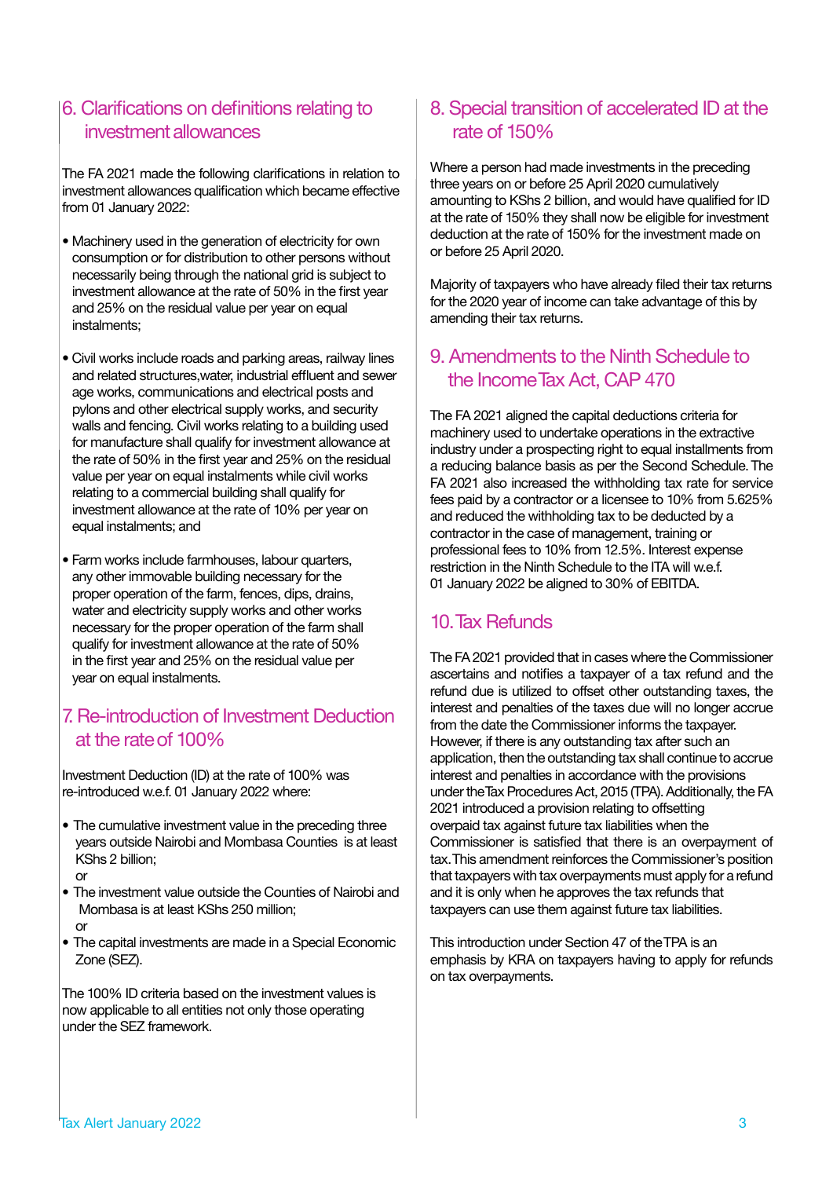## 6. Clarifications on definitions relating to investment allowances

The FA 2021 made the following clarifications in relation to investment allowances qualification which became effective from 01 January 2022:

- Machinery used in the generation of electricity for own consumption or for distribution to other persons without necessarily being through the national grid is subject to investment allowance at the rate of 50% in the first year and 25% on the residual value per year on equal instalments;

- Civil works include roads and parking areas, railway lines and related structures,water, industrial effluent and sewer age works, communications and electrical posts and pylons and other electrical supply works, and security walls and fencing. Civil works relating to a building used for manufacture shall qualify for investment allowance at the rate of 50% in the first year and 25% on the residual value per year on equal instalments while civil works relating to a commercial building shall qualify for investment allowance at the rate of 10% per year on equal instalments; and

- Farm works include farmhouses, labour quarters, any other immovable building necessary for the proper operation of the farm, fences, dips, drains, water and electricity supply works and other works necessary for the proper operation of the farm shall qualify for investment allowance at the rate of 50% in the first year and 25% on the residual value per year on equal instalments.

## 7. Re-introduction of Investment Deduction at the rate of 100%

Investment Deduction (ID) at the rate of 100% was re-introduced w.e.f. 01 January 2022 where:

- The cumulative investment value in the preceding three years outside Nairobi and Mombasa Counties is at least KShs 2 billion;
  or
- The investment value outside the Counties of Nairobi and Mombasa is at least KShs 250 million;
  or
- The capital investments are made in a Special Economic Zone (SEZ).

The 100% ID criteria based on the investment values is now applicable to all entities not only those operating under the SEZ framework.

## 8. Special transition of accelerated ID at the rate of 150%

Where a person had made investments in the preceding three years on or before 25 April 2020 cumulatively amounting to KShs 2 billion, and would have qualified for ID at the rate of 150% they shall now be eligible for investment deduction at the rate of 150% for the investment made on or before 25 April 2020.

Majority of taxpayers who have already filed their tax returns for the 2020 year of income can take advantage of this by amending their tax returns.

## 9. Amendments to the Ninth Schedule to the Income Tax Act, CAP 470

The FA 2021 aligned the capital deductions criteria for machinery used to undertake operations in the extractive industry under a prospecting right to equal installments from a reducing balance basis as per the Second Schedule. The FA 2021 also increased the withholding tax rate for service fees paid by a contractor or a licensee to 10% from 5.625% and reduced the withholding tax to be deducted by a contractor in the case of management, training or professional fees to 10% from 12.5%. Interest expense restriction in the Ninth Schedule to the ITA will w.e.f. 01 January 2022 be aligned to 30% of EBITDA.

## 10. Tax Refunds

The FA 2021 provided that in cases where the Commissioner ascertains and notifies a taxpayer of a tax refund and the refund due is utilized to offset other outstanding taxes, the interest and penalties of the taxes due will no longer accrue from the date the Commissioner informs the taxpayer. However, if there is any outstanding tax after such an application, then the outstanding tax shall continue to accrue interest and penalties in accordance with the provisions under the Tax Procedures Act, 2015 (TPA). Additionally, the FA 2021 introduced a provision relating to offsetting overpaid tax against future tax liabilities when the Commissioner is satisfied that there is an overpayment of tax. This amendment reinforces the Commissioner's position that taxpayers with tax overpayments must apply for a refund and it is only when he approves the tax refunds that taxpayers can use them against future tax liabilities.

This introduction under Section 47 of the TPA is an emphasis by KRA on taxpayers having to apply for refunds on tax overpayments.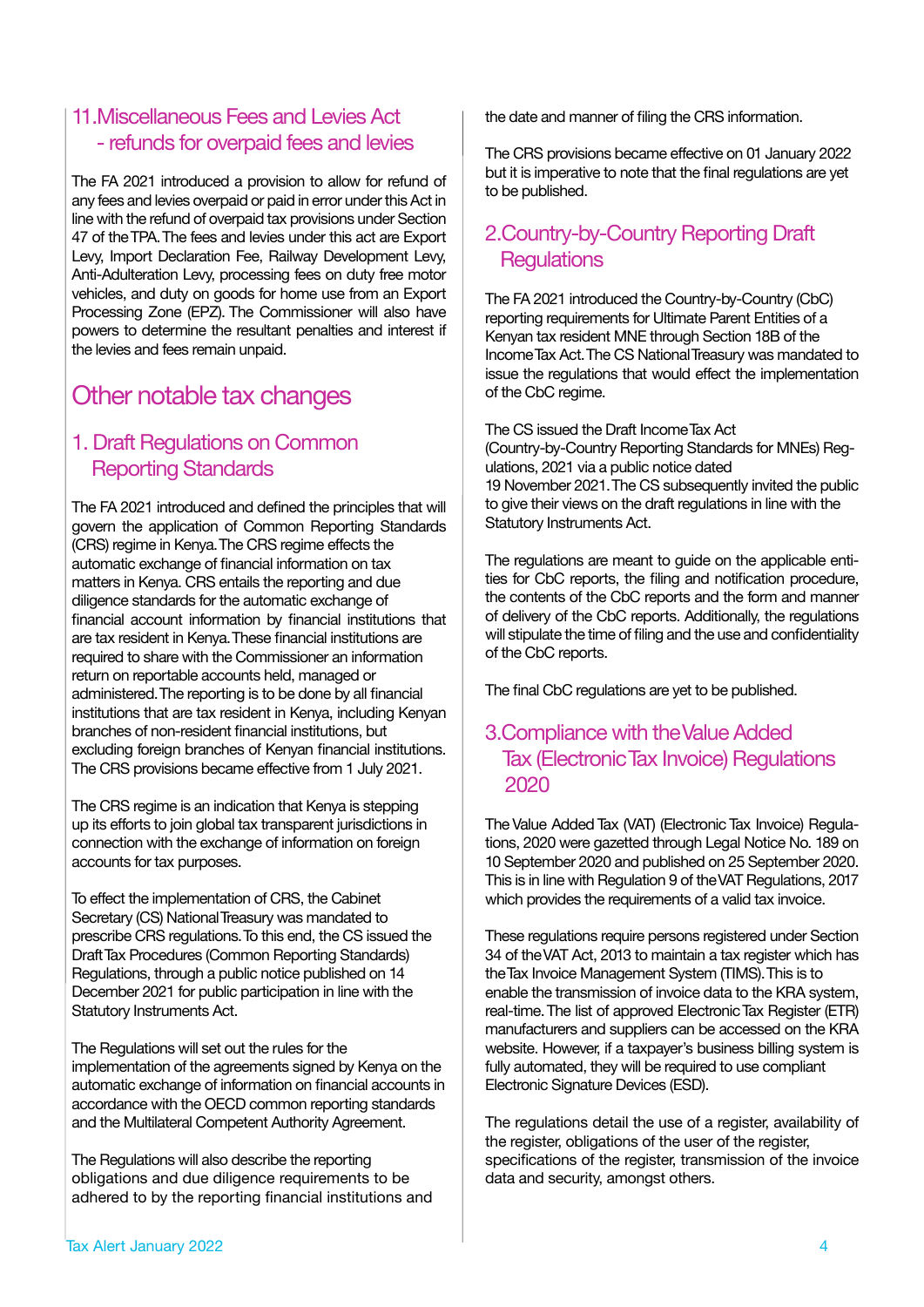## 11. Miscellaneous Fees and Levies Act - refunds for overpaid fees and levies

The FA 2021 introduced a provision to allow for refund of any fees and levies overpaid or paid in error under this Act in line with the refund of overpaid tax provisions under Section 47 of the TPA. The fees and levies under this act are Export Levy, Import Declaration Fee, Railway Development Levy, Anti-Adulteration Levy, processing fees on duty free motor vehicles, and duty on goods for home use from an Export Processing Zone (EPZ). The Commissioner will also have powers to determine the resultant penalties and interest if the levies and fees remain unpaid.

# Other notable tax changes

## 1. Draft Regulations on Common Reporting Standards

The FA 2021 introduced and defined the principles that will govern the application of Common Reporting Standards (CRS) regime in Kenya. The CRS regime effects the automatic exchange of financial information on tax matters in Kenya. CRS entails the reporting and due diligence standards for the automatic exchange of financial account information by financial institutions that are tax resident in Kenya. These financial institutions are required to share with the Commissioner an information return on reportable accounts held, managed or administered. The reporting is to be done by all financial institutions that are tax resident in Kenya, including Kenyan branches of non-resident financial institutions, but excluding foreign branches of Kenyan financial institutions. The CRS provisions became effective from 1 July 2021.

The CRS regime is an indication that Kenya is stepping up its efforts to join global tax transparent jurisdictions in connection with the exchange of information on foreign accounts for tax purposes.

To effect the implementation of CRS, the Cabinet Secretary (CS) National Treasury was mandated to prescribe CRS regulations. To this end, the CS issued the Draft Tax Procedures (Common Reporting Standards) Regulations, through a public notice published on 14 December 2021 for public participation in line with the Statutory Instruments Act.

The Regulations will set out the rules for the implementation of the agreements signed by Kenya on the automatic exchange of information on financial accounts in accordance with the OECD common reporting standards and the Multilateral Competent Authority Agreement.

The Regulations will also describe the reporting obligations and due diligence requirements to be adhered to by the reporting financial institutions and the date and manner of filing the CRS information.

The CRS provisions became effective on 01 January 2022 but it is imperative to note that the final regulations are yet to be published.

## 2. Country-by-Country Reporting Draft Regulations

The FA 2021 introduced the Country-by-Country (CbC) reporting requirements for Ultimate Parent Entities of a Kenyan tax resident MNE through Section 18B of the Income Tax Act. The CS National Treasury was mandated to issue the regulations that would effect the implementation of the CbC regime.

The CS issued the Draft Income Tax Act (Country-by-Country Reporting Standards for MNEs) Regulations, 2021 via a public notice dated 19 November 2021. The CS subsequently invited the public to give their views on the draft regulations in line with the Statutory Instruments Act.

The regulations are meant to guide on the applicable entities for CbC reports, the filing and notification procedure, the contents of the CbC reports and the form and manner of delivery of the CbC reports. Additionally, the regulations will stipulate the time of filing and the use and confidentiality of the CbC reports.

The final CbC regulations are yet to be published.

## 3. Compliance with the Value Added Tax (Electronic Tax Invoice) Regulations 2020

The Value Added Tax (VAT) (Electronic Tax Invoice) Regulations, 2020 were gazetted through Legal Notice No. 189 on 10 September 2020 and published on 25 September 2020. This is in line with Regulation 9 of the VAT Regulations, 2017 which provides the requirements of a valid tax invoice.

These regulations require persons registered under Section 34 of the VAT Act, 2013 to maintain a tax register which has the Tax Invoice Management System (TIMS). This is to enable the transmission of invoice data to the KRA system, real-time. The list of approved Electronic Tax Register (ETR) manufacturers and suppliers can be accessed on the KRA website. However, if a taxpayer's business billing system is fully automated, they will be required to use compliant Electronic Signature Devices (ESD).

The regulations detail the use of a register, availability of the register, obligations of the user of the register, specifications of the register, transmission of the invoice data and security, amongst others.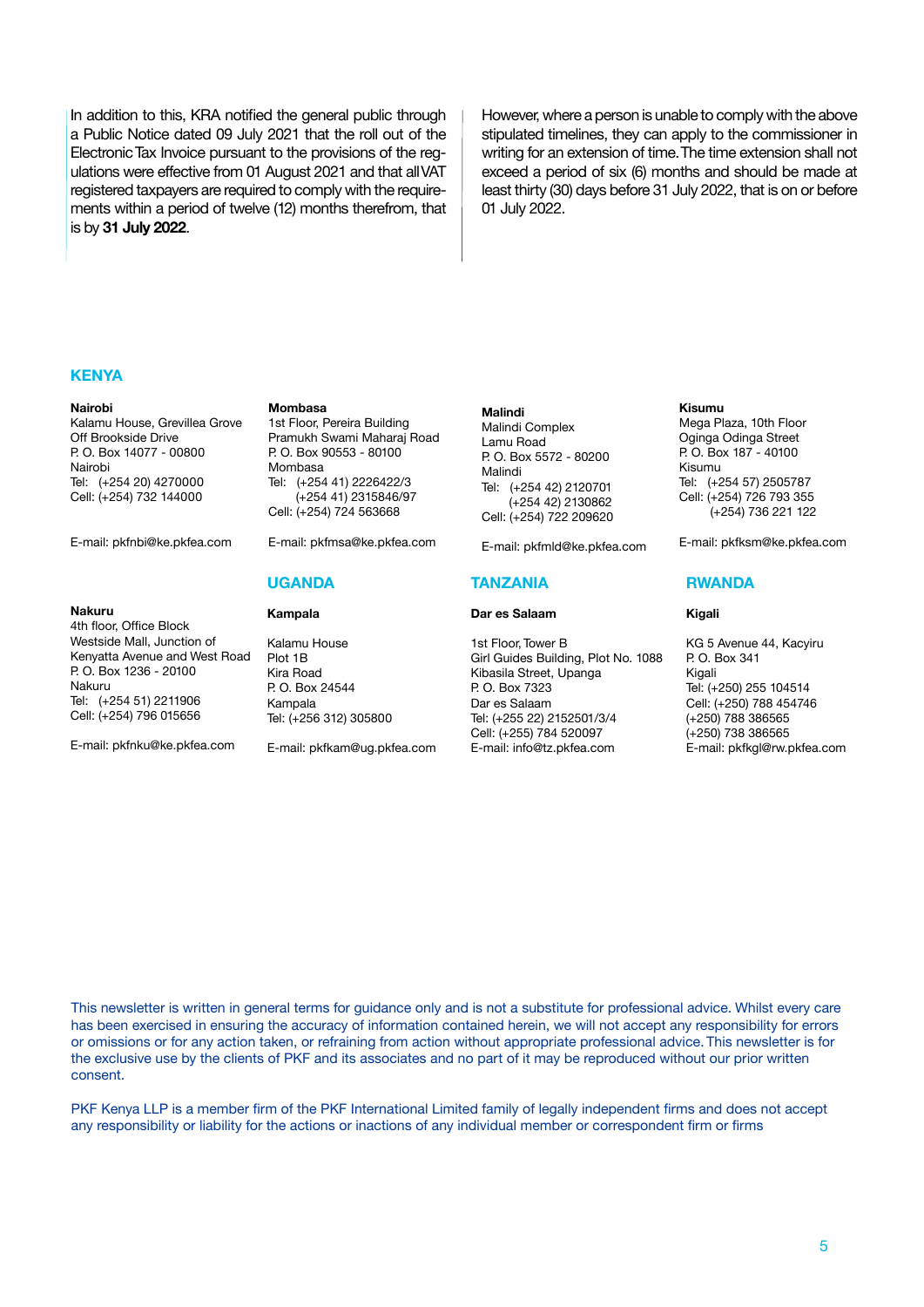In addition to this, KRA notified the general public through a Public Notice dated 09 July 2021 that the roll out of the Electronic Tax Invoice pursuant to the provisions of the regulations were effective from 01 August 2021 and that all VAT registered taxpayers are required to comply with the requirements within a period of twelve (12) months therefrom, that is by **31 July 2022**.

However, where a person is unable to comply with the above stipulated timelines, they can apply to the commissioner in writing for an extension of time. The time extension shall not exceed a period of six (6) months and should be made at least thirty (30) days before 31 July 2022, that is on or before 01 July 2022.

## KENYA

**Nairobi**
Kalamu House, Grevillea Grove
Off Brookside Drive
P. O. Box 14077 - 00800
Nairobi
Tel: (+254 20) 4270000
Cell: (+254) 732 144000

E-mail: pkfnbi@ke.pkfea.com

**Mombasa**
1st Floor, Pereira Building
Pramukh Swami Maharaj Road
P. O. Box 90553 - 80100
Mombasa
Tel: (+254 41) 2226422/3
(+254 41) 2315846/97
Cell: (+254) 724 563668

E-mail: pkfmsa@ke.pkfea.com

**Malindi**
Malindi Complex
Lamu Road
P. O. Box 5572 - 80200
Malindi
Tel: (+254 42) 2120701
(+254 42) 2130862
Cell: (+254) 722 209620

E-mail: pkfmld@ke.pkfea.com

**Kisumu**
Mega Plaza, 10th Floor
Oginga Odinga Street
P. O. Box 187 - 40100
Kisumu
Tel: (+254 57) 2505787
Cell: (+254) 726 793 355
(+254) 736 221 122

E-mail: pkfksm@ke.pkfea.com

**Nakuru**
4th floor, Office Block
Westside Mall, Junction of
Kenyatta Avenue and West Road
P. O. Box 1236 - 20100
Nakuru
Tel: (+254 51) 2211906
Cell: (+254) 796 015656

E-mail: pkfnku@ke.pkfea.com

## UGANDA

**Kampala**

Kalamu House
Plot 1B
Kira Road
P. O. Box 24544
Kampala
Tel: (+256 312) 305800

E-mail: pkfkam@ug.pkfea.com

## TANZANIA

**Dar es Salaam**

1st Floor, Tower B
Girl Guides Building, Plot No. 1088
Kibasila Street, Upanga
P. O. Box 7323
Dar es Salaam
Tel: (+255 22) 2152501/3/4
Cell: (+255) 784 520097
E-mail: info@tz.pkfea.com

## RWANDA

**Kigali**

KG 5 Avenue 44, Kacyiru
P. O. Box 341
Kigali
Tel: (+250) 255 104514
Cell: (+250) 788 454746
(+250) 788 386565
(+250) 738 386565
E-mail: pkfkgl@rw.pkfea.com

This newsletter is written in general terms for guidance only and is not a substitute for professional advice. Whilst every care has been exercised in ensuring the accuracy of information contained herein, we will not accept any responsibility for errors or omissions or for any action taken, or refraining from action without appropriate professional advice. This newsletter is for the exclusive use by the clients of PKF and its associates and no part of it may be reproduced without our prior written consent.

PKF Kenya LLP is a member firm of the PKF International Limited family of legally independent firms and does not accept any responsibility or liability for the actions or inactions of any individual member or correspondent firm or firms